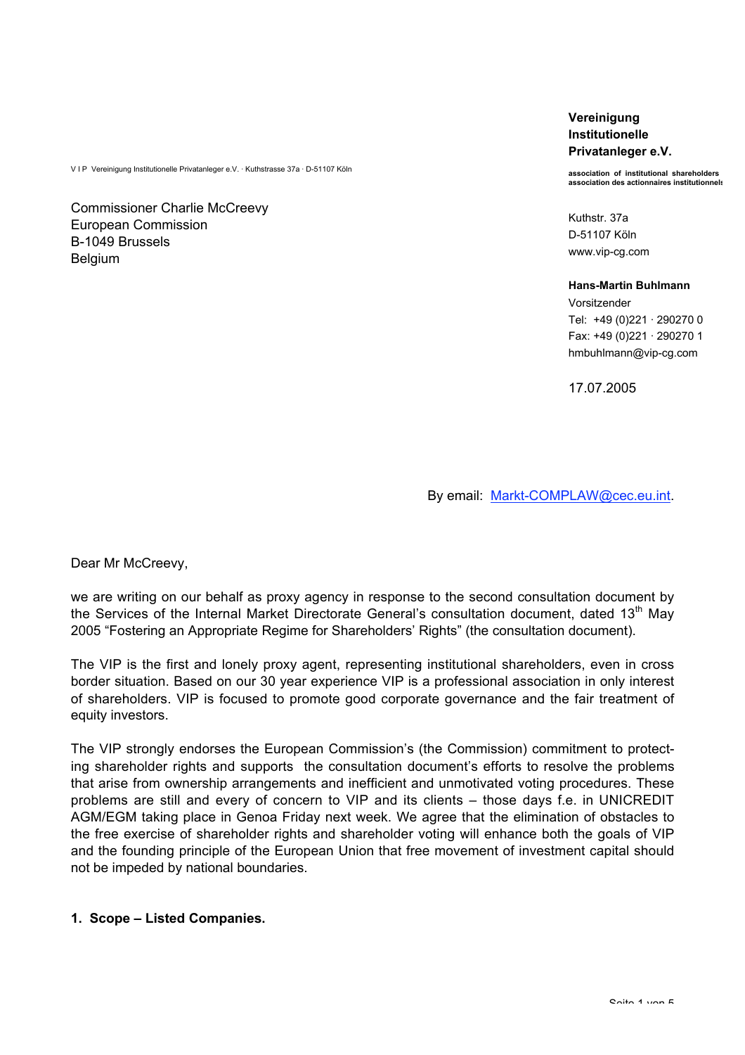V I P Vereinigung Institutionelle Privatanleger e.V. · Kuthstrasse 37a · D-51107 Köln

**Vereinigung Institutionelle Privatanleger e.V.**

**association of institutional shareholders**
**association des actionnaires institutionnels**

Kuthstr. 37a
D-51107 Köln
www.vip-cg.com

**Hans-Martin Buhlmann**
Vorsitzender
Tel: +49 (0)221 · 290270 0
Fax: +49 (0)221 · 290270 1
hmbuhlmann@vip-cg.com

17.07.2005

Commissioner Charlie McCreevy
European Commission
B-1049 Brussels
Belgium

By email: Markt-COMPLAW@cec.eu.int.

Dear Mr McCreevy,

we are writing on our behalf as proxy agency in response to the second consultation document by the Services of the Internal Market Directorate General's consultation document, dated 13th May 2005 "Fostering an Appropriate Regime for Shareholders' Rights" (the consultation document).

The VIP is the first and lonely proxy agent, representing institutional shareholders, even in cross border situation. Based on our 30 year experience VIP is a professional association in only interest of shareholders. VIP is focused to promote good corporate governance and the fair treatment of equity investors.

The VIP strongly endorses the European Commission's (the Commission) commitment to protecting shareholder rights and supports the consultation document's efforts to resolve the problems that arise from ownership arrangements and inefficient and unmotivated voting procedures. These problems are still and every of concern to VIP and its clients – those days f.e. in UNICREDIT AGM/EGM taking place in Genoa Friday next week. We agree that the elimination of obstacles to the free exercise of shareholder rights and shareholder voting will enhance both the goals of VIP and the founding principle of the European Union that free movement of investment capital should not be impeded by national boundaries.

## 1. Scope – Listed Companies.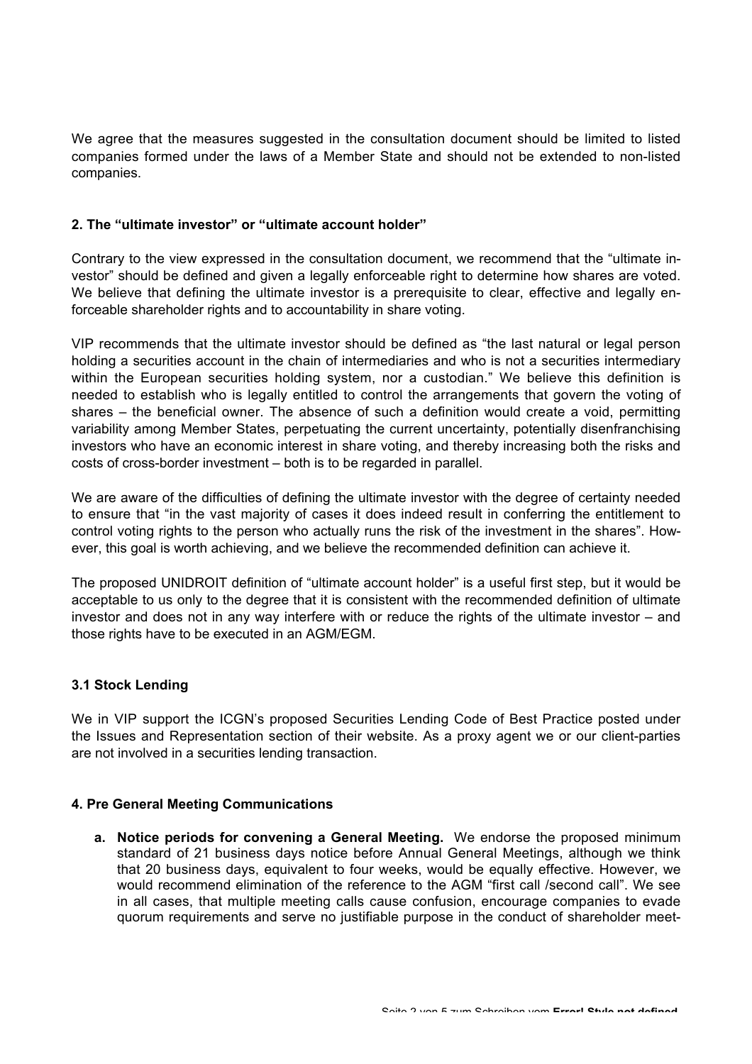We agree that the measures suggested in the consultation document should be limited to listed companies formed under the laws of a Member State and should not be extended to non-listed companies.

## 2. The "ultimate investor" or "ultimate account holder"

Contrary to the view expressed in the consultation document, we recommend that the "ultimate investor" should be defined and given a legally enforceable right to determine how shares are voted. We believe that defining the ultimate investor is a prerequisite to clear, effective and legally enforceable shareholder rights and to accountability in share voting.

VIP recommends that the ultimate investor should be defined as "the last natural or legal person holding a securities account in the chain of intermediaries and who is not a securities intermediary within the European securities holding system, nor a custodian." We believe this definition is needed to establish who is legally entitled to control the arrangements that govern the voting of shares – the beneficial owner. The absence of such a definition would create a void, permitting variability among Member States, perpetuating the current uncertainty, potentially disenfranchising investors who have an economic interest in share voting, and thereby increasing both the risks and costs of cross-border investment – both is to be regarded in parallel.

We are aware of the difficulties of defining the ultimate investor with the degree of certainty needed to ensure that "in the vast majority of cases it does indeed result in conferring the entitlement to control voting rights to the person who actually runs the risk of the investment in the shares". However, this goal is worth achieving, and we believe the recommended definition can achieve it.

The proposed UNIDROIT definition of "ultimate account holder" is a useful first step, but it would be acceptable to us only to the degree that it is consistent with the recommended definition of ultimate investor and does not in any way interfere with or reduce the rights of the ultimate investor – and those rights have to be executed in an AGM/EGM.

## 3.1 Stock Lending

We in VIP support the ICGN's proposed Securities Lending Code of Best Practice posted under the Issues and Representation section of their website. As a proxy agent we or our client-parties are not involved in a securities lending transaction.

## 4. Pre General Meeting Communications

a. **Notice periods for convening a General Meeting.** We endorse the proposed minimum standard of 21 business days notice before Annual General Meetings, although we think that 20 business days, equivalent to four weeks, would be equally effective. However, we would recommend elimination of the reference to the AGM "first call /second call". We see in all cases, that multiple meeting calls cause confusion, encourage companies to evade quorum requirements and serve no justifiable purpose in the conduct of shareholder meet-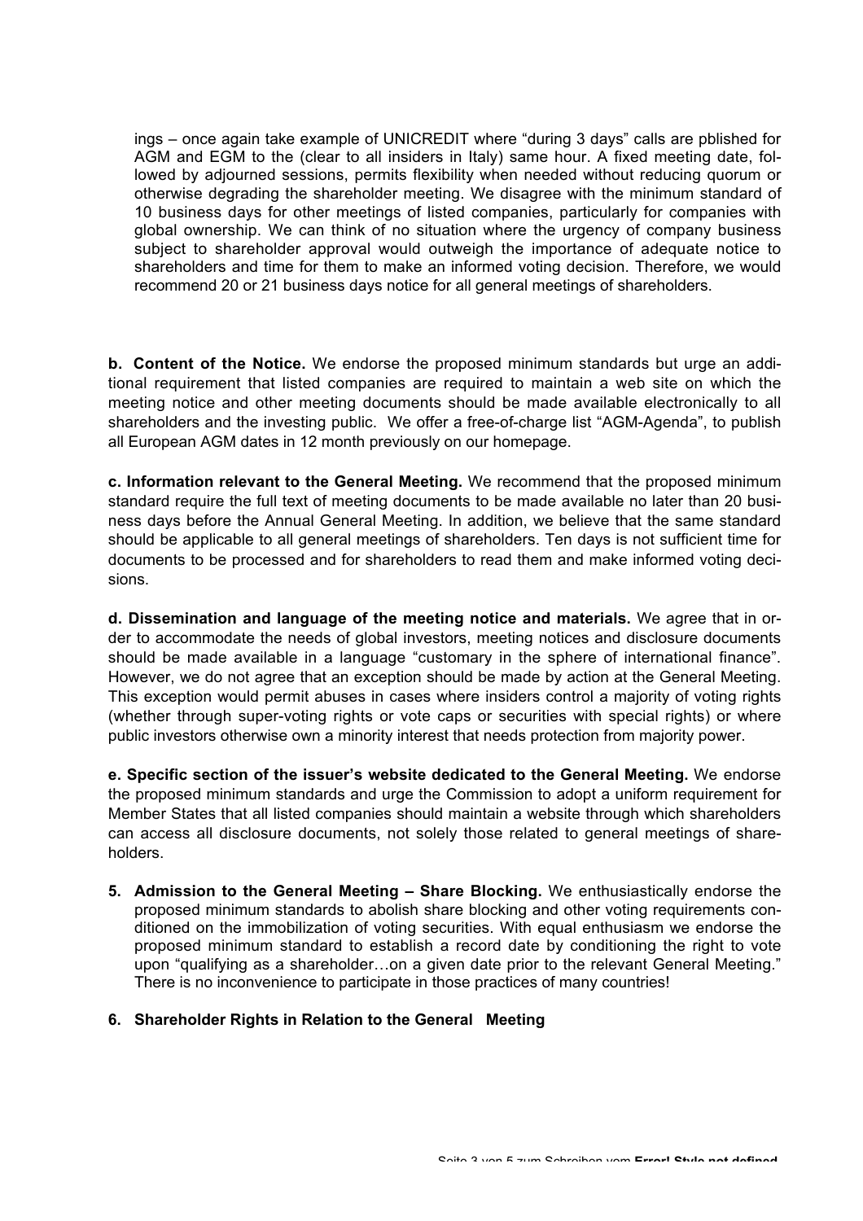ings – once again take example of UNICREDIT where "during 3 days" calls are pblished for AGM and EGM to the (clear to all insiders in Italy) same hour. A fixed meeting date, followed by adjourned sessions, permits flexibility when needed without reducing quorum or otherwise degrading the shareholder meeting. We disagree with the minimum standard of 10 business days for other meetings of listed companies, particularly for companies with global ownership. We can think of no situation where the urgency of company business subject to shareholder approval would outweigh the importance of adequate notice to shareholders and time for them to make an informed voting decision. Therefore, we would recommend 20 or 21 business days notice for all general meetings of shareholders.

**b. Content of the Notice.** We endorse the proposed minimum standards but urge an additional requirement that listed companies are required to maintain a web site on which the meeting notice and other meeting documents should be made available electronically to all shareholders and the investing public. We offer a free-of-charge list "AGM-Agenda", to publish all European AGM dates in 12 month previously on our homepage.

**c. Information relevant to the General Meeting.** We recommend that the proposed minimum standard require the full text of meeting documents to be made available no later than 20 business days before the Annual General Meeting. In addition, we believe that the same standard should be applicable to all general meetings of shareholders. Ten days is not sufficient time for documents to be processed and for shareholders to read them and make informed voting decisions.

**d. Dissemination and language of the meeting notice and materials.** We agree that in order to accommodate the needs of global investors, meeting notices and disclosure documents should be made available in a language "customary in the sphere of international finance". However, we do not agree that an exception should be made by action at the General Meeting. This exception would permit abuses in cases where insiders control a majority of voting rights (whether through super-voting rights or vote caps or securities with special rights) or where public investors otherwise own a minority interest that needs protection from majority power.

**e. Specific section of the issuer's website dedicated to the General Meeting.** We endorse the proposed minimum standards and urge the Commission to adopt a uniform requirement for Member States that all listed companies should maintain a website through which shareholders can access all disclosure documents, not solely those related to general meetings of shareholders.

5. **Admission to the General Meeting – Share Blocking.** We enthusiastically endorse the proposed minimum standards to abolish share blocking and other voting requirements conditioned on the immobilization of voting securities. With equal enthusiasm we endorse the proposed minimum standard to establish a record date by conditioning the right to vote upon "qualifying as a shareholder…on a given date prior to the relevant General Meeting." There is no inconvenience to participate in those practices of many countries!

6. **Shareholder Rights in Relation to the General Meeting**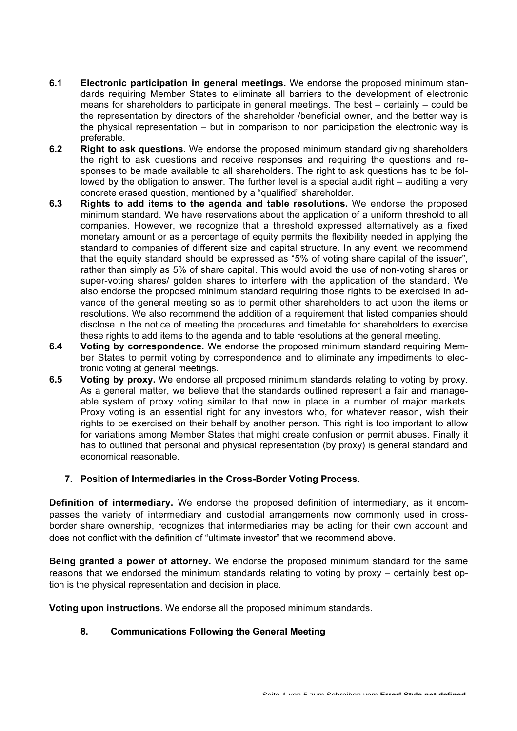**6.1 Electronic participation in general meetings.** We endorse the proposed minimum standards requiring Member States to eliminate all barriers to the development of electronic means for shareholders to participate in general meetings. The best – certainly – could be the representation by directors of the shareholder /beneficial owner, and the better way is the physical representation – but in comparison to non participation the electronic way is preferable.

**6.2 Right to ask questions.** We endorse the proposed minimum standard giving shareholders the right to ask questions and receive responses and requiring the questions and responses to be made available to all shareholders. The right to ask questions has to be followed by the obligation to answer. The further level is a special audit right – auditing a very concrete erased question, mentioned by a "qualified" shareholder.

**6.3 Rights to add items to the agenda and table resolutions.** We endorse the proposed minimum standard. We have reservations about the application of a uniform threshold to all companies. However, we recognize that a threshold expressed alternatively as a fixed monetary amount or as a percentage of equity permits the flexibility needed in applying the standard to companies of different size and capital structure. In any event, we recommend that the equity standard should be expressed as "5% of voting share capital of the issuer", rather than simply as 5% of share capital. This would avoid the use of non-voting shares or super-voting shares/ golden shares to interfere with the application of the standard. We also endorse the proposed minimum standard requiring those rights to be exercised in advance of the general meeting so as to permit other shareholders to act upon the items or resolutions. We also recommend the addition of a requirement that listed companies should disclose in the notice of meeting the procedures and timetable for shareholders to exercise these rights to add items to the agenda and to table resolutions at the general meeting.

**6.4 Voting by correspondence.** We endorse the proposed minimum standard requiring Member States to permit voting by correspondence and to eliminate any impediments to electronic voting at general meetings.

**6.5 Voting by proxy.** We endorse all proposed minimum standards relating to voting by proxy. As a general matter, we believe that the standards outlined represent a fair and manageable system of proxy voting similar to that now in place in a number of major markets. Proxy voting is an essential right for any investors who, for whatever reason, wish their rights to be exercised on their behalf by another person. This right is too important to allow for variations among Member States that might create confusion or permit abuses. Finally it has to outlined that personal and physical representation (by proxy) is general standard and economical reasonable.

## 7. Position of Intermediaries in the Cross-Border Voting Process.

**Definition of intermediary.** We endorse the proposed definition of intermediary, as it encompasses the variety of intermediary and custodial arrangements now commonly used in cross-border share ownership, recognizes that intermediaries may be acting for their own account and does not conflict with the definition of "ultimate investor" that we recommend above.

**Being granted a power of attorney.** We endorse the proposed minimum standard for the same reasons that we endorsed the minimum standards relating to voting by proxy – certainly best option is the physical representation and decision in place.

**Voting upon instructions.** We endorse all the proposed minimum standards.

## 8. Communications Following the General Meeting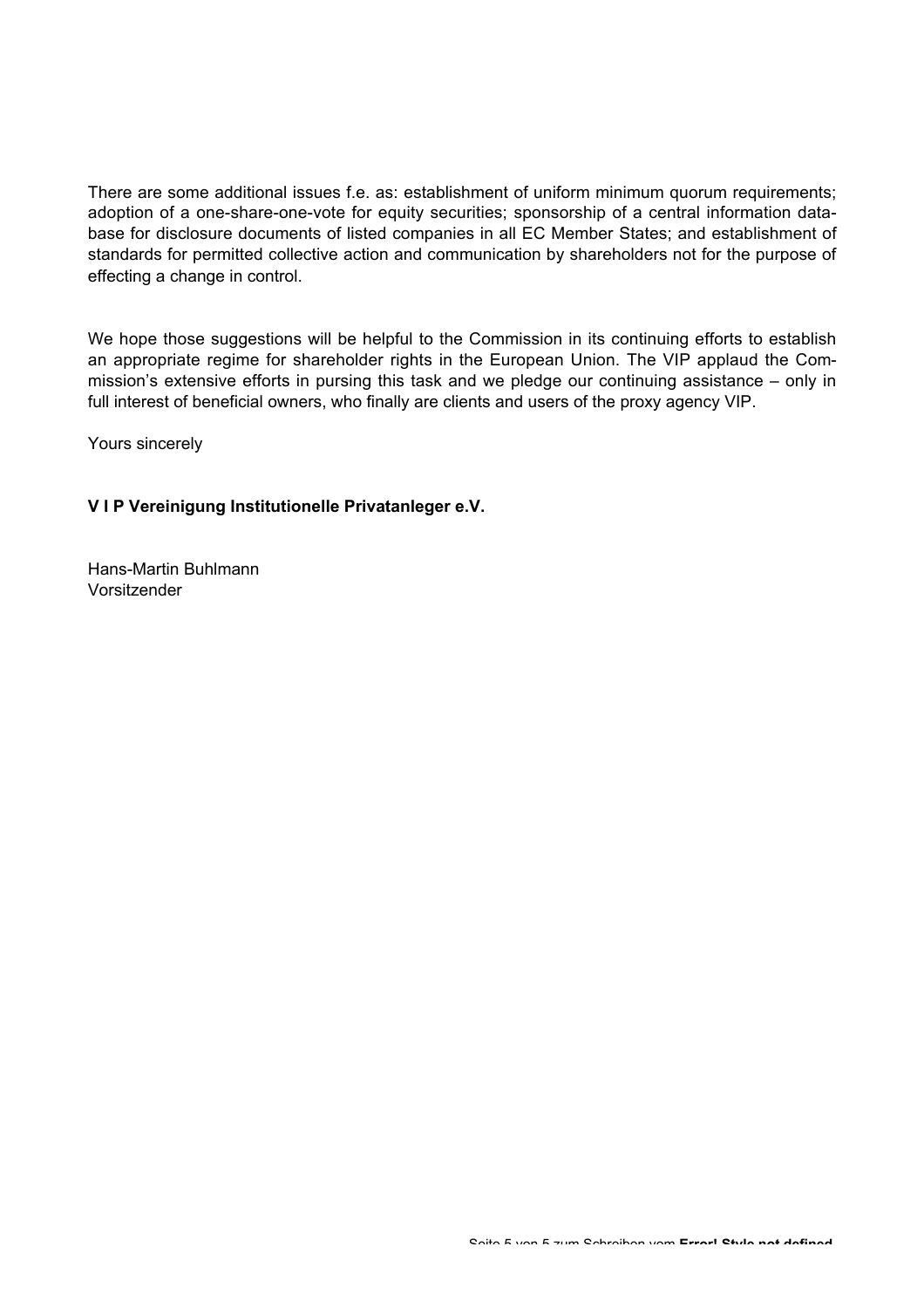There are some additional issues f.e. as: establishment of uniform minimum quorum requirements; adoption of a one-share-one-vote for equity securities; sponsorship of a central information database for disclosure documents of listed companies in all EC Member States; and establishment of standards for permitted collective action and communication by shareholders not for the purpose of effecting a change in control.

We hope those suggestions will be helpful to the Commission in its continuing efforts to establish an appropriate regime for shareholder rights in the European Union. The VIP applaud the Commission's extensive efforts in pursing this task and we pledge our continuing assistance – only in full interest of beneficial owners, who finally are clients and users of the proxy agency VIP.

Yours sincerely

**V I P Vereinigung Institutionelle Privatanleger e.V.**

Hans-Martin Buhlmann
Vorsitzender